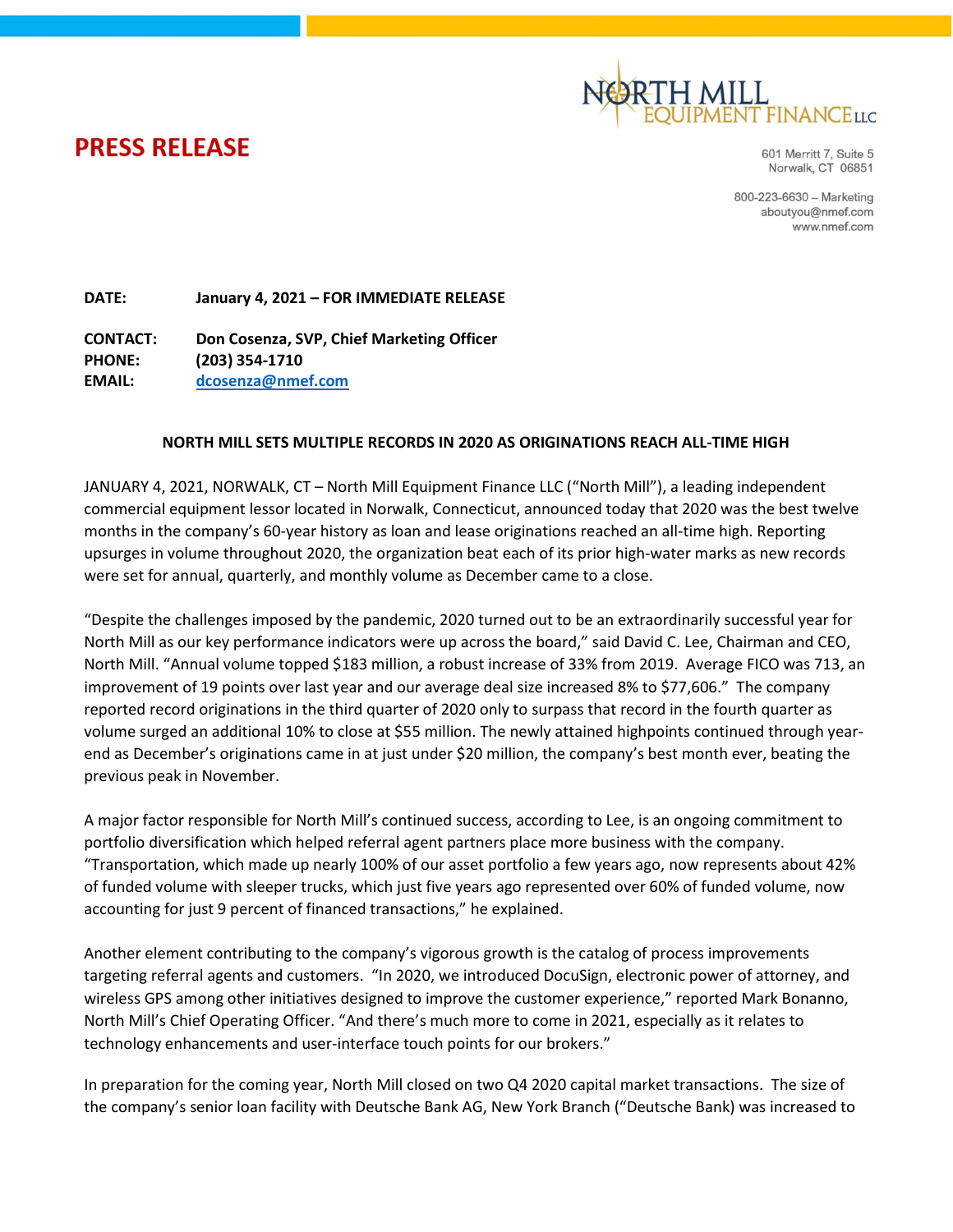NORTH MILL EQUIPMENT FINANCE LLC

# PRESS RELEASE

601 Merritt 7, Suite 5
Norwalk, CT 06851

800-223-6630 – Marketing
aboutyou@nmef.com
www.nmef.com

**DATE:** **January 4, 2021 – FOR IMMEDIATE RELEASE**

**CONTACT:** **Don Cosenza, SVP, Chief Marketing Officer**
**PHONE:** **(203) 354-1710**
**EMAIL:** **dcosenza@nmef.com**

**NORTH MILL SETS MULTIPLE RECORDS IN 2020 AS ORIGINATIONS REACH ALL-TIME HIGH**

JANUARY 4, 2021, NORWALK, CT – North Mill Equipment Finance LLC ("North Mill"), a leading independent commercial equipment lessor located in Norwalk, Connecticut, announced today that 2020 was the best twelve months in the company's 60-year history as loan and lease originations reached an all-time high. Reporting upsurges in volume throughout 2020, the organization beat each of its prior high-water marks as new records were set for annual, quarterly, and monthly volume as December came to a close.

"Despite the challenges imposed by the pandemic, 2020 turned out to be an extraordinarily successful year for North Mill as our key performance indicators were up across the board," said David C. Lee, Chairman and CEO, North Mill. "Annual volume topped $183 million, a robust increase of 33% from 2019. Average FICO was 713, an improvement of 19 points over last year and our average deal size increased 8% to $77,606." The company reported record originations in the third quarter of 2020 only to surpass that record in the fourth quarter as volume surged an additional 10% to close at $55 million. The newly attained highpoints continued through year-end as December's originations came in at just under $20 million, the company's best month ever, beating the previous peak in November.

A major factor responsible for North Mill's continued success, according to Lee, is an ongoing commitment to portfolio diversification which helped referral agent partners place more business with the company. "Transportation, which made up nearly 100% of our asset portfolio a few years ago, now represents about 42% of funded volume with sleeper trucks, which just five years ago represented over 60% of funded volume, now accounting for just 9 percent of financed transactions," he explained.

Another element contributing to the company's vigorous growth is the catalog of process improvements targeting referral agents and customers. "In 2020, we introduced DocuSign, electronic power of attorney, and wireless GPS among other initiatives designed to improve the customer experience," reported Mark Bonanno, North Mill's Chief Operating Officer. "And there's much more to come in 2021, especially as it relates to technology enhancements and user-interface touch points for our brokers."

In preparation for the coming year, North Mill closed on two Q4 2020 capital market transactions. The size of the company's senior loan facility with Deutsche Bank AG, New York Branch ("Deutsche Bank) was increased to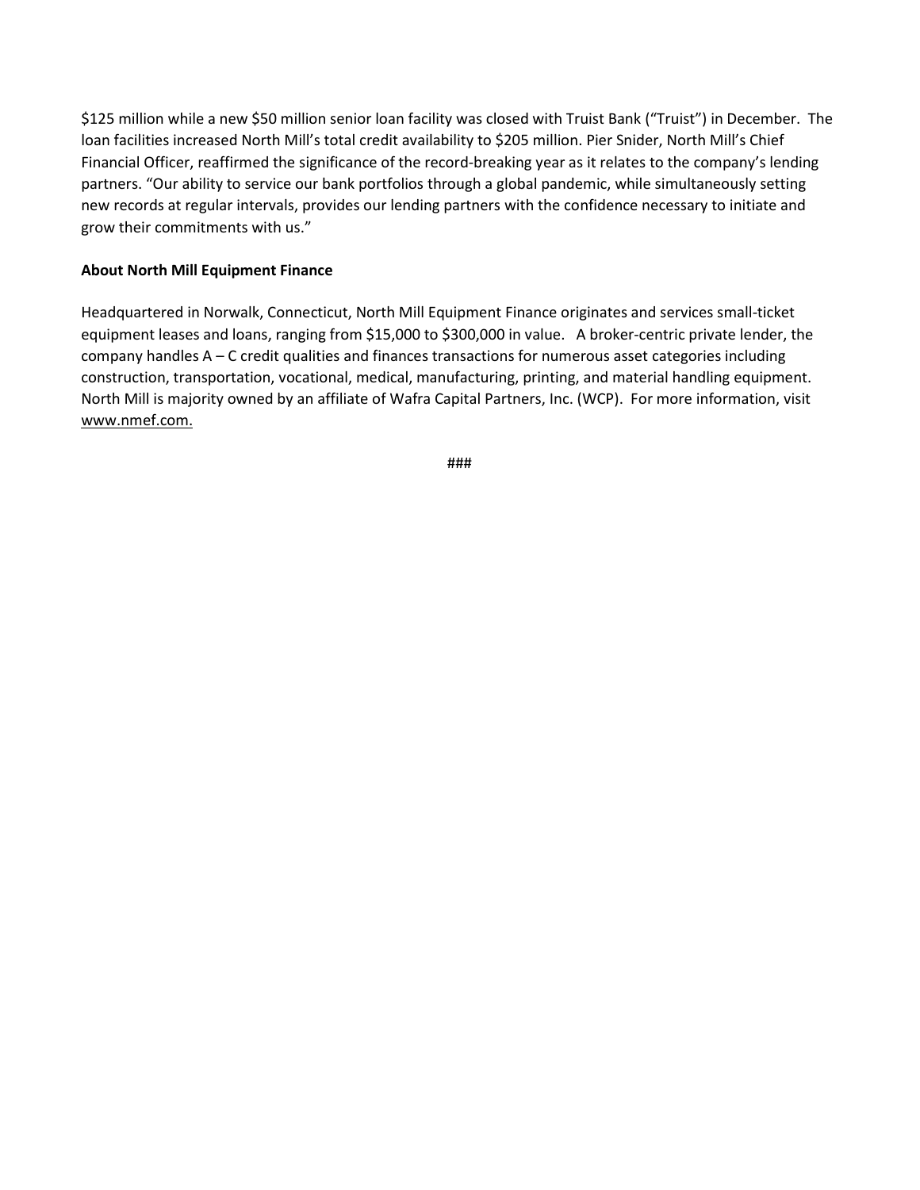$125 million while a new $50 million senior loan facility was closed with Truist Bank ("Truist") in December. The loan facilities increased North Mill's total credit availability to $205 million. Pier Snider, North Mill's Chief Financial Officer, reaffirmed the significance of the record-breaking year as it relates to the company's lending partners. "Our ability to service our bank portfolios through a global pandemic, while simultaneously setting new records at regular intervals, provides our lending partners with the confidence necessary to initiate and grow their commitments with us."

**About North Mill Equipment Finance**

Headquartered in Norwalk, Connecticut, North Mill Equipment Finance originates and services small-ticket equipment leases and loans, ranging from $15,000 to $300,000 in value. A broker-centric private lender, the company handles A – C credit qualities and finances transactions for numerous asset categories including construction, transportation, vocational, medical, manufacturing, printing, and material handling equipment. North Mill is majority owned by an affiliate of Wafra Capital Partners, Inc. (WCP). For more information, visit www.nmef.com.

###